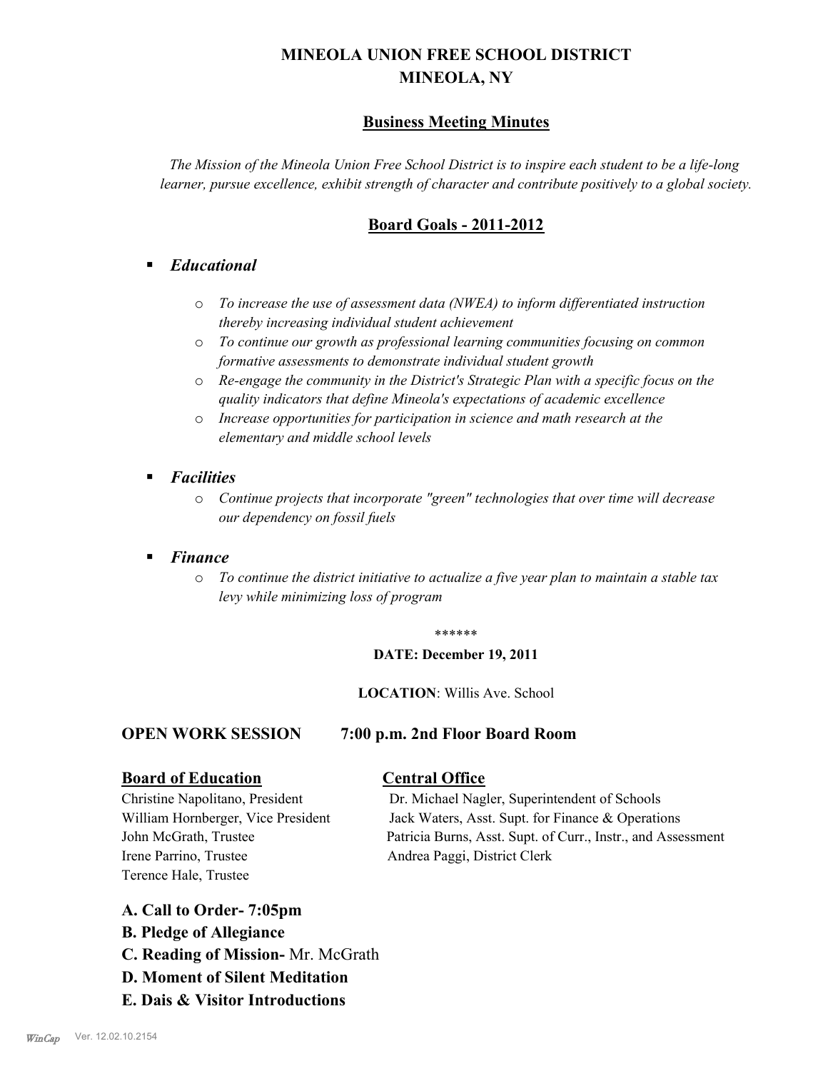# MINEOLA UNION FREE SCHOOL DISTRICT
# MINEOLA, NY

## Business Meeting Minutes

*The Mission of the Mineola Union Free School District is to inspire each student to be a life-long learner, pursue excellence, exhibit strength of character and contribute positively to a global society.*

## Board Goals - 2011-2012

- ***Educational***
  - *To increase the use of assessment data (NWEA) to inform differentiated instruction thereby increasing individual student achievement*
  - *To continue our growth as professional learning communities focusing on common formative assessments to demonstrate individual student growth*
  - *Re-engage the community in the District's Strategic Plan with a specific focus on the quality indicators that define Mineola's expectations of academic excellence*
  - *Increase opportunities for participation in science and math research at the elementary and middle school levels*
- ***Facilities***
  - *Continue projects that incorporate "green" technologies that over time will decrease our dependency on fossil fuels*
- ***Finance***
  - *To continue the district initiative to actualize a five year plan to maintain a stable tax levy while minimizing loss of program*

******

**DATE: December 19, 2011**

**LOCATION**: Willis Ave. School

**OPEN WORK SESSION 7:00 p.m. 2nd Floor Board Room**

| Board of Education | Central Office |
|---|---|
| Christine Napolitano, President | Dr. Michael Nagler, Superintendent of Schools |
| William Hornberger, Vice President | Jack Waters, Asst. Supt. for Finance & Operations |
| John McGrath, Trustee | Patricia Burns, Asst. Supt. of Curr., Instr., and Assessment |
| Irene Parrino, Trustee | Andrea Paggi, District Clerk |
| Terence Hale, Trustee | |

**A. Call to Order- 7:05pm**

**B. Pledge of Allegiance**

**C. Reading of Mission-** Mr. McGrath

**D. Moment of Silent Meditation**

**E. Dais & Visitor Introductions**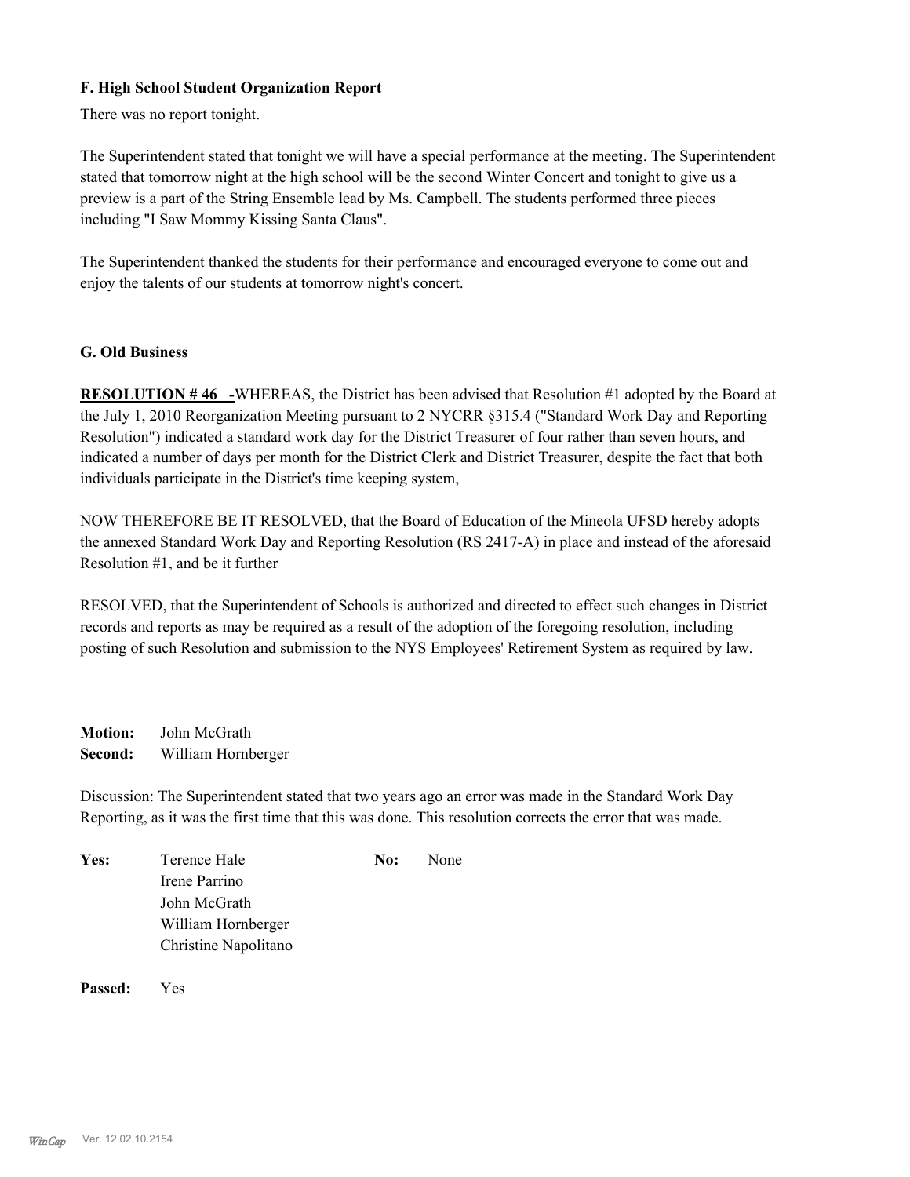### F. High School Student Organization Report

There was no report tonight.

The Superintendent stated that tonight we will have a special performance at the meeting. The Superintendent stated that tomorrow night at the high school will be the second Winter Concert and tonight to give us a preview is a part of the String Ensemble lead by Ms. Campbell. The students performed three pieces including "I Saw Mommy Kissing Santa Claus".

The Superintendent thanked the students for their performance and encouraged everyone to come out and enjoy the talents of our students at tomorrow night's concert.

### G. Old Business

**RESOLUTION # 46 -**WHEREAS, the District has been advised that Resolution #1 adopted by the Board at the July 1, 2010 Reorganization Meeting pursuant to 2 NYCRR §315.4 ("Standard Work Day and Reporting Resolution") indicated a standard work day for the District Treasurer of four rather than seven hours, and indicated a number of days per month for the District Clerk and District Treasurer, despite the fact that both individuals participate in the District's time keeping system,

NOW THEREFORE BE IT RESOLVED, that the Board of Education of the Mineola UFSD hereby adopts the annexed Standard Work Day and Reporting Resolution (RS 2417-A) in place and instead of the aforesaid Resolution #1, and be it further

RESOLVED, that the Superintendent of Schools is authorized and directed to effect such changes in District records and reports as may be required as a result of the adoption of the foregoing resolution, including posting of such Resolution and submission to the NYS Employees' Retirement System as required by law.

**Motion:** John McGrath
**Second:** William Hornberger

Discussion: The Superintendent stated that two years ago an error was made in the Standard Work Day Reporting, as it was the first time that this was done. This resolution corrects the error that was made.

**Yes:** Terence Hale, Irene Parrino, John McGrath, William Hornberger, Christine Napolitano

**No:** None

**Passed:** Yes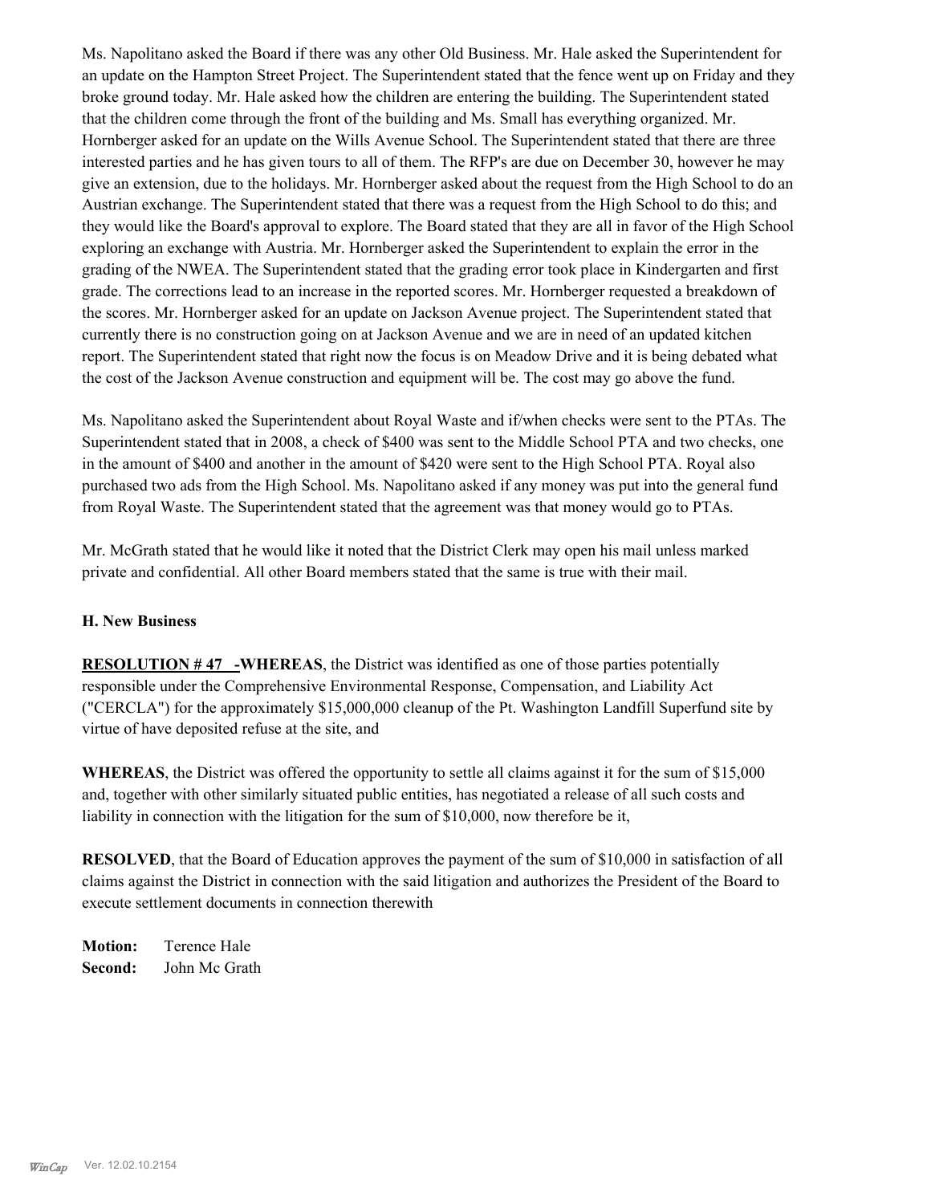Ms. Napolitano asked the Board if there was any other Old Business. Mr. Hale asked the Superintendent for an update on the Hampton Street Project. The Superintendent stated that the fence went up on Friday and they broke ground today. Mr. Hale asked how the children are entering the building. The Superintendent stated that the children come through the front of the building and Ms. Small has everything organized. Mr. Hornberger asked for an update on the Wills Avenue School. The Superintendent stated that there are three interested parties and he has given tours to all of them. The RFP's are due on December 30, however he may give an extension, due to the holidays. Mr. Hornberger asked about the request from the High School to do an Austrian exchange. The Superintendent stated that there was a request from the High School to do this; and they would like the Board's approval to explore. The Board stated that they are all in favor of the High School exploring an exchange with Austria. Mr. Hornberger asked the Superintendent to explain the error in the grading of the NWEA. The Superintendent stated that the grading error took place in Kindergarten and first grade. The corrections lead to an increase in the reported scores. Mr. Hornberger requested a breakdown of the scores. Mr. Hornberger asked for an update on Jackson Avenue project. The Superintendent stated that currently there is no construction going on at Jackson Avenue and we are in need of an updated kitchen report. The Superintendent stated that right now the focus is on Meadow Drive and it is being debated what the cost of the Jackson Avenue construction and equipment will be. The cost may go above the fund.

Ms. Napolitano asked the Superintendent about Royal Waste and if/when checks were sent to the PTAs. The Superintendent stated that in 2008, a check of $400 was sent to the Middle School PTA and two checks, one in the amount of $400 and another in the amount of $420 were sent to the High School PTA. Royal also purchased two ads from the High School. Ms. Napolitano asked if any money was put into the general fund from Royal Waste. The Superintendent stated that the agreement was that money would go to PTAs.

Mr. McGrath stated that he would like it noted that the District Clerk may open his mail unless marked private and confidential. All other Board members stated that the same is true with their mail.

### H. New Business

**RESOLUTION # 47 -WHEREAS**, the District was identified as one of those parties potentially responsible under the Comprehensive Environmental Response, Compensation, and Liability Act ("CERCLA") for the approximately $15,000,000 cleanup of the Pt. Washington Landfill Superfund site by virtue of have deposited refuse at the site, and

**WHEREAS**, the District was offered the opportunity to settle all claims against it for the sum of $15,000 and, together with other similarly situated public entities, has negotiated a release of all such costs and liability in connection with the litigation for the sum of $10,000, now therefore be it,

**RESOLVED**, that the Board of Education approves the payment of the sum of $10,000 in satisfaction of all claims against the District in connection with the said litigation and authorizes the President of the Board to execute settlement documents in connection therewith

**Motion:** Terence Hale
**Second:** John Mc Grath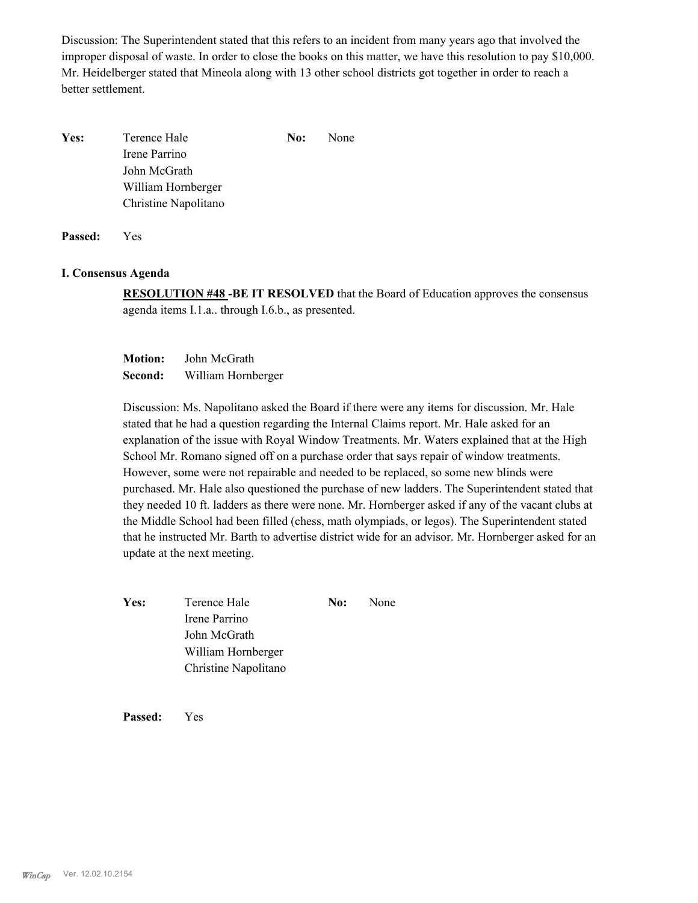Discussion: The Superintendent stated that this refers to an incident from many years ago that involved the improper disposal of waste. In order to close the books on this matter, we have this resolution to pay $10,000. Mr. Heidelberger stated that Mineola along with 13 other school districts got together in order to reach a better settlement.

| **Yes:** | Terence Hale | **No:** | None |
|---|---|---|---|
| | Irene Parrino | | |
| | John McGrath | | |
| | William Hornberger | | |
| | Christine Napolitano | | |

**Passed:** Yes

### I. Consensus Agenda

**RESOLUTION #48 -BE IT RESOLVED** that the Board of Education approves the consensus agenda items I.1.a.. through I.6.b., as presented.

**Motion:** John McGrath
**Second:** William Hornberger

Discussion: Ms. Napolitano asked the Board if there were any items for discussion. Mr. Hale stated that he had a question regarding the Internal Claims report. Mr. Hale asked for an explanation of the issue with Royal Window Treatments. Mr. Waters explained that at the High School Mr. Romano signed off on a purchase order that says repair of window treatments. However, some were not repairable and needed to be replaced, so some new blinds were purchased. Mr. Hale also questioned the purchase of new ladders. The Superintendent stated that they needed 10 ft. ladders as there were none. Mr. Hornberger asked if any of the vacant clubs at the Middle School had been filled (chess, math olympiads, or legos). The Superintendent stated that he instructed Mr. Barth to advertise district wide for an advisor. Mr. Hornberger asked for an update at the next meeting.

| **Yes:** | Terence Hale | **No:** | None |
|---|---|---|---|
| | Irene Parrino | | |
| | John McGrath | | |
| | William Hornberger | | |
| | Christine Napolitano | | |

**Passed:** Yes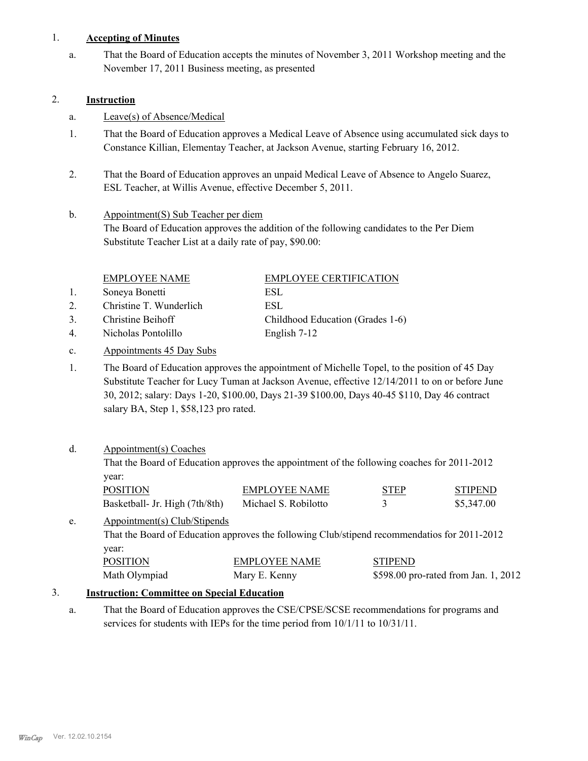1. **Accepting of Minutes**

   a. That the Board of Education accepts the minutes of November 3, 2011 Workshop meeting and the November 17, 2011 Business meeting, as presented

2. **Instruction**

   a. Leave(s) of Absence/Medical

   1. That the Board of Education approves a Medical Leave of Absence using accumulated sick days to Constance Killian, Elementay Teacher, at Jackson Avenue, starting February 16, 2012.

   2. That the Board of Education approves an unpaid Medical Leave of Absence to Angelo Suarez, ESL Teacher, at Willis Avenue, effective December 5, 2011.

   b. Appointment(S) Sub Teacher per diem

   The Board of Education approves the addition of the following candidates to the Per Diem Substitute Teacher List at a daily rate of pay, $90.00:

| | EMPLOYEE NAME | EMPLOYEE CERTIFICATION |
|---|---|---|
| 1. | Soneya Bonetti | ESL |
| 2. | Christine T. Wunderlich | ESL |
| 3. | Christine Beihoff | Childhood Education (Grades 1-6) |
| 4. | Nicholas Pontolillo | English 7-12 |

   c. Appointments 45 Day Subs

   1. The Board of Education approves the appointment of Michelle Topel, to the position of 45 Day Substitute Teacher for Lucy Tuman at Jackson Avenue, effective 12/14/2011 to on or before June 30, 2012; salary: Days 1-20, $100.00, Days 21-39 $100.00, Days 40-45 $110, Day 46 contract salary BA, Step 1, $58,123 pro rated.

   d. Appointment(s) Coaches

   That the Board of Education approves the appointment of the following coaches for 2011-2012 year:

| POSITION | EMPLOYEE NAME | STEP | STIPEND |
|---|---|---|---|
| Basketball- Jr. High (7th/8th) | Michael S. Robilotto | 3 | $5,347.00 |

   e. Appointment(s) Club/Stipends

   That the Board of Education approves the following Club/stipend recommendatios for 2011-2012 year:

| POSITION | EMPLOYEE NAME | STIPEND |
|---|---|---|
| Math Olympiad | Mary E. Kenny | $598.00 pro-rated from Jan. 1, 2012 |

3. **Instruction: Committee on Special Education**

   a. That the Board of Education approves the CSE/CPSE/SCSE recommendations for programs and services for students with IEPs for the time period from 10/1/11 to 10/31/11.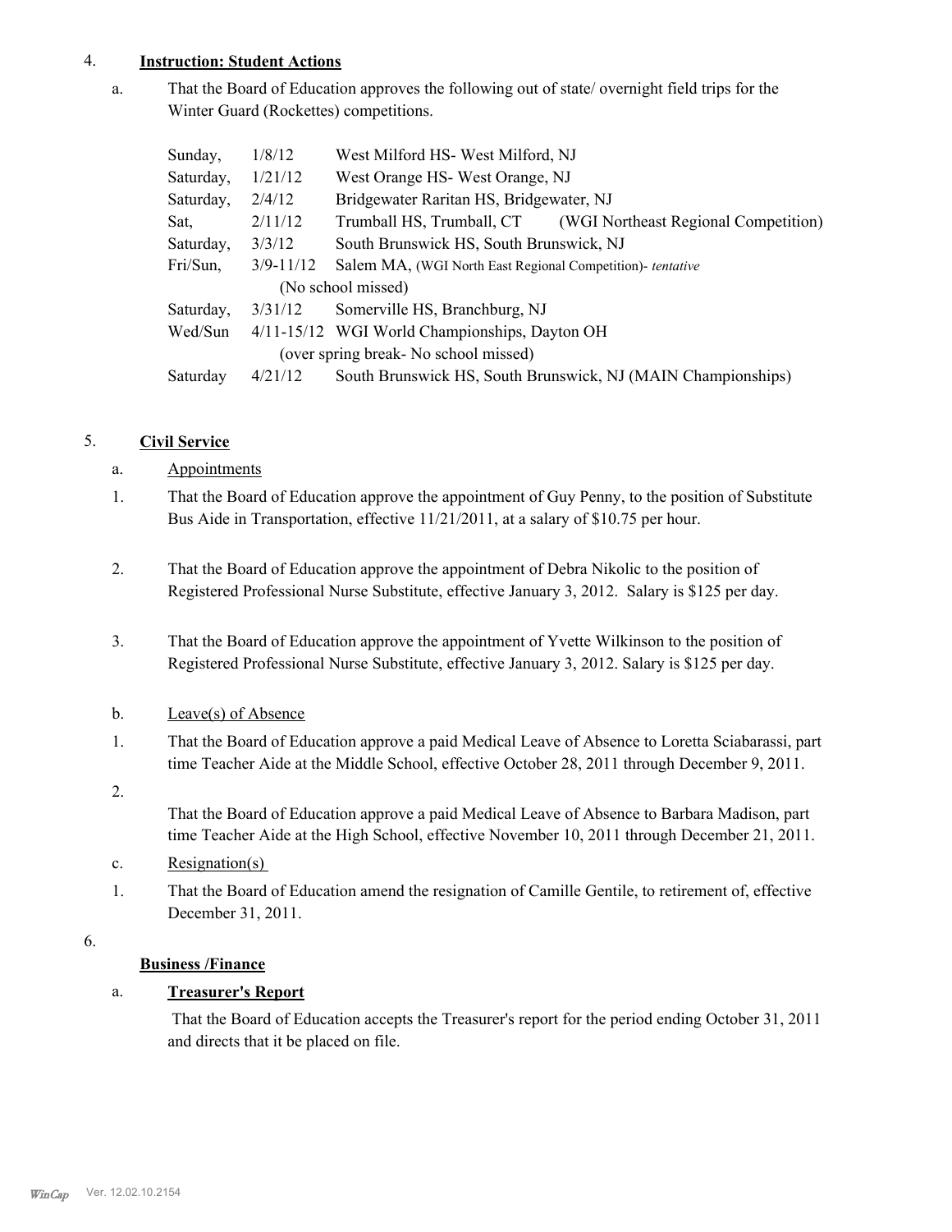4. **Instruction: Student Actions**

a. That the Board of Education approves the following out of state/ overnight field trips for the Winter Guard (Rockettes) competitions.

| | | |
|---|---|---|
| Sunday, | 1/8/12 | West Milford HS- West Milford, NJ |
| Saturday, | 1/21/12 | West Orange HS- West Orange, NJ |
| Saturday, | 2/4/12 | Bridgewater Raritan HS, Bridgewater, NJ |
| Sat, | 2/11/12 | Trumball HS, Trumball, CT (WGI Northeast Regional Competition) |
| Saturday, | 3/3/12 | South Brunswick HS, South Brunswick, NJ |
| Fri/Sun, | 3/9-11/12 | Salem MA, (WGI North East Regional Competition)- *tentative* (No school missed) |
| Saturday, | 3/31/12 | Somerville HS, Branchburg, NJ |
| Wed/Sun | 4/11-15/12 | WGI World Championships, Dayton OH (over spring break- No school missed) |
| Saturday | 4/21/12 | South Brunswick HS, South Brunswick, NJ (MAIN Championships) |

5. **Civil Service**

a. Appointments

1. That the Board of Education approve the appointment of Guy Penny, to the position of Substitute Bus Aide in Transportation, effective 11/21/2011, at a salary of $10.75 per hour.

2. That the Board of Education approve the appointment of Debra Nikolic to the position of Registered Professional Nurse Substitute, effective January 3, 2012. Salary is $125 per day.

3. That the Board of Education approve the appointment of Yvette Wilkinson to the position of Registered Professional Nurse Substitute, effective January 3, 2012. Salary is $125 per day.

b. Leave(s) of Absence

1. That the Board of Education approve a paid Medical Leave of Absence to Loretta Sciabarassi, part time Teacher Aide at the Middle School, effective October 28, 2011 through December 9, 2011.

2. That the Board of Education approve a paid Medical Leave of Absence to Barbara Madison, part time Teacher Aide at the High School, effective November 10, 2011 through December 21, 2011.

c. Resignation(s)

1. That the Board of Education amend the resignation of Camille Gentile, to retirement of, effective December 31, 2011.

6. **Business /Finance**

a. **Treasurer's Report**

That the Board of Education accepts the Treasurer's report for the period ending October 31, 2011 and directs that it be placed on file.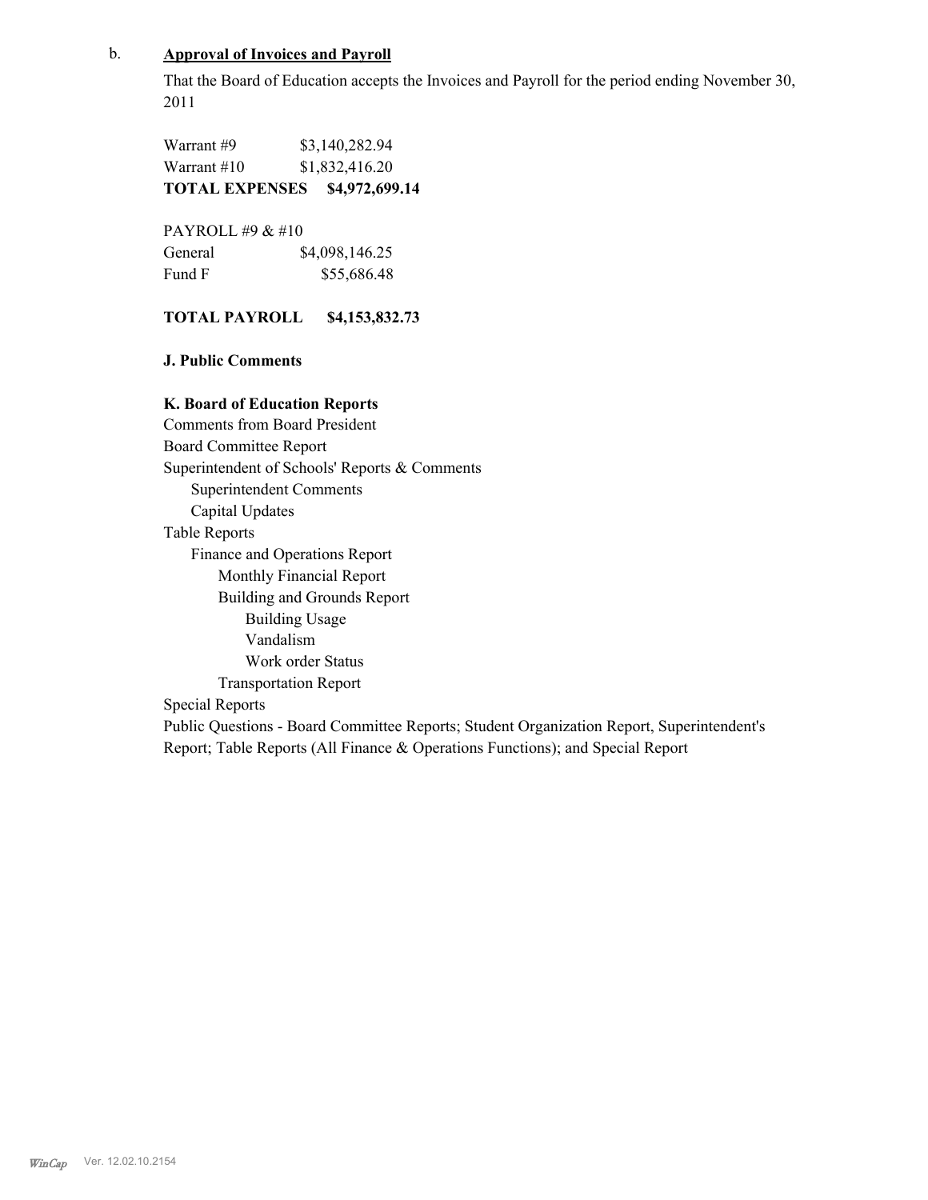b. **Approval of Invoices and Payroll**

That the Board of Education accepts the Invoices and Payroll for the period ending November 30, 2011

| | |
|---|---|
| Warrant #9 | $3,140,282.94 |
| Warrant #10 | $1,832,416.20 |
| **TOTAL EXPENSES** | **$4,972,699.14** |

PAYROLL #9 & #10

| | |
|---|---|
| General | $4,098,146.25 |
| Fund F | $55,686.48 |

**TOTAL PAYROLL $4,153,832.73**

**J. Public Comments**

**K. Board of Education Reports**

Comments from Board President
Board Committee Report
Superintendent of Schools' Reports & Comments
- Superintendent Comments
- Capital Updates

Table Reports
- Finance and Operations Report
  - Monthly Financial Report
  - Building and Grounds Report
    - Building Usage
    - Vandalism
    - Work order Status
  - Transportation Report

Special Reports
Public Questions - Board Committee Reports; Student Organization Report, Superintendent's Report; Table Reports (All Finance & Operations Functions); and Special Report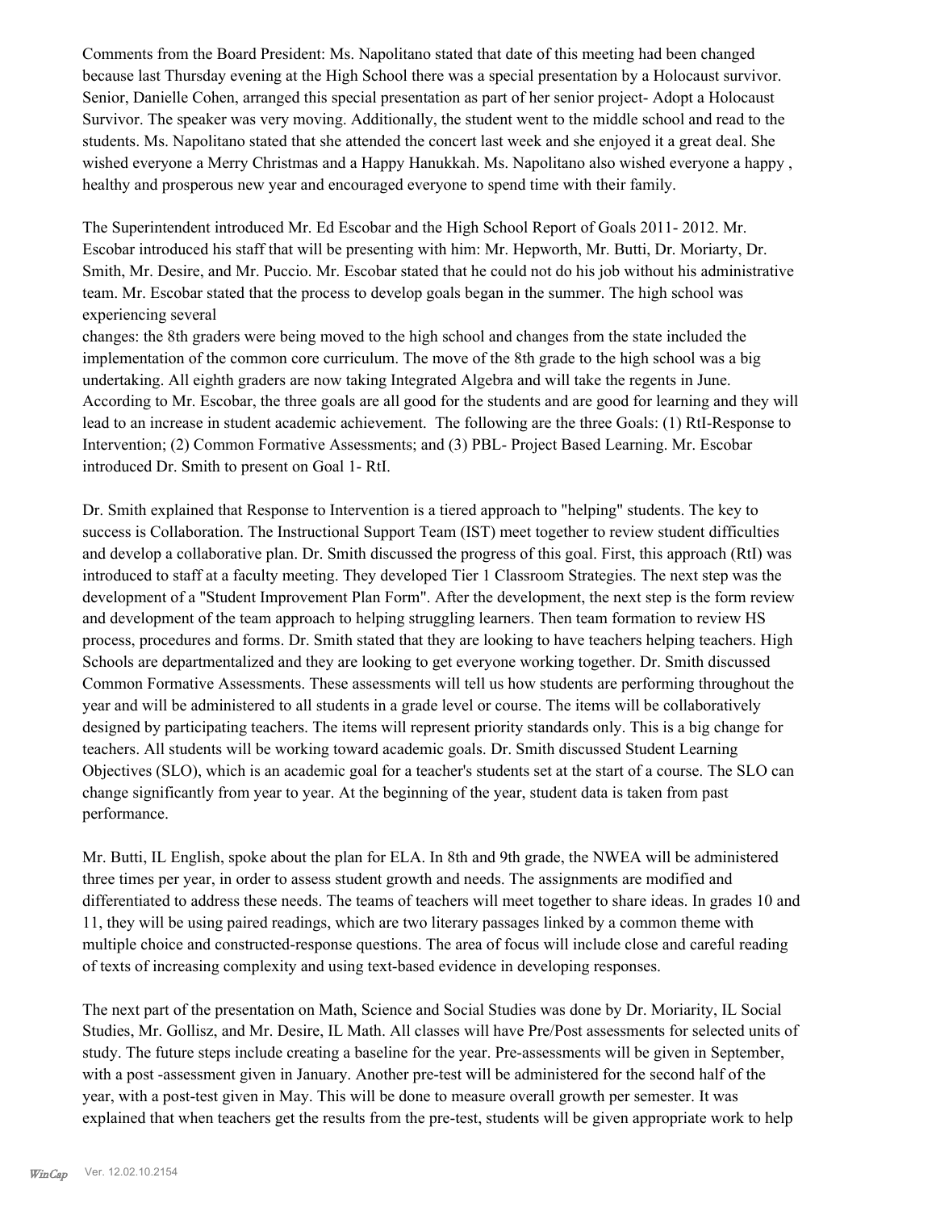Comments from the Board President: Ms. Napolitano stated that date of this meeting had been changed because last Thursday evening at the High School there was a special presentation by a Holocaust survivor. Senior, Danielle Cohen, arranged this special presentation as part of her senior project- Adopt a Holocaust Survivor. The speaker was very moving. Additionally, the student went to the middle school and read to the students. Ms. Napolitano stated that she attended the concert last week and she enjoyed it a great deal. She wished everyone a Merry Christmas and a Happy Hanukkah. Ms. Napolitano also wished everyone a happy , healthy and prosperous new year and encouraged everyone to spend time with their family.

The Superintendent introduced Mr. Ed Escobar and the High School Report of Goals 2011- 2012. Mr. Escobar introduced his staff that will be presenting with him: Mr. Hepworth, Mr. Butti, Dr. Moriarty, Dr. Smith, Mr. Desire, and Mr. Puccio. Mr. Escobar stated that he could not do his job without his administrative team. Mr. Escobar stated that the process to develop goals began in the summer. The high school was experiencing several
changes: the 8th graders were being moved to the high school and changes from the state included the implementation of the common core curriculum. The move of the 8th grade to the high school was a big undertaking. All eighth graders are now taking Integrated Algebra and will take the regents in June. According to Mr. Escobar, the three goals are all good for the students and are good for learning and they will lead to an increase in student academic achievement. The following are the three Goals: (1) RtI-Response to Intervention; (2) Common Formative Assessments; and (3) PBL- Project Based Learning. Mr. Escobar introduced Dr. Smith to present on Goal 1- RtI.

Dr. Smith explained that Response to Intervention is a tiered approach to "helping" students. The key to success is Collaboration. The Instructional Support Team (IST) meet together to review student difficulties and develop a collaborative plan. Dr. Smith discussed the progress of this goal. First, this approach (RtI) was introduced to staff at a faculty meeting. They developed Tier 1 Classroom Strategies. The next step was the development of a "Student Improvement Plan Form". After the development, the next step is the form review and development of the team approach to helping struggling learners. Then team formation to review HS process, procedures and forms. Dr. Smith stated that they are looking to have teachers helping teachers. High Schools are departmentalized and they are looking to get everyone working together. Dr. Smith discussed Common Formative Assessments. These assessments will tell us how students are performing throughout the year and will be administered to all students in a grade level or course. The items will be collaboratively designed by participating teachers. The items will represent priority standards only. This is a big change for teachers. All students will be working toward academic goals. Dr. Smith discussed Student Learning Objectives (SLO), which is an academic goal for a teacher's students set at the start of a course. The SLO can change significantly from year to year. At the beginning of the year, student data is taken from past performance.

Mr. Butti, IL English, spoke about the plan for ELA. In 8th and 9th grade, the NWEA will be administered three times per year, in order to assess student growth and needs. The assignments are modified and differentiated to address these needs. The teams of teachers will meet together to share ideas. In grades 10 and 11, they will be using paired readings, which are two literary passages linked by a common theme with multiple choice and constructed-response questions. The area of focus will include close and careful reading of texts of increasing complexity and using text-based evidence in developing responses.

The next part of the presentation on Math, Science and Social Studies was done by Dr. Moriarity, IL Social Studies, Mr. Gollisz, and Mr. Desire, IL Math. All classes will have Pre/Post assessments for selected units of study. The future steps include creating a baseline for the year. Pre-assessments will be given in September, with a post -assessment given in January. Another pre-test will be administered for the second half of the year, with a post-test given in May. This will be done to measure overall growth per semester. It was explained that when teachers get the results from the pre-test, students will be given appropriate work to help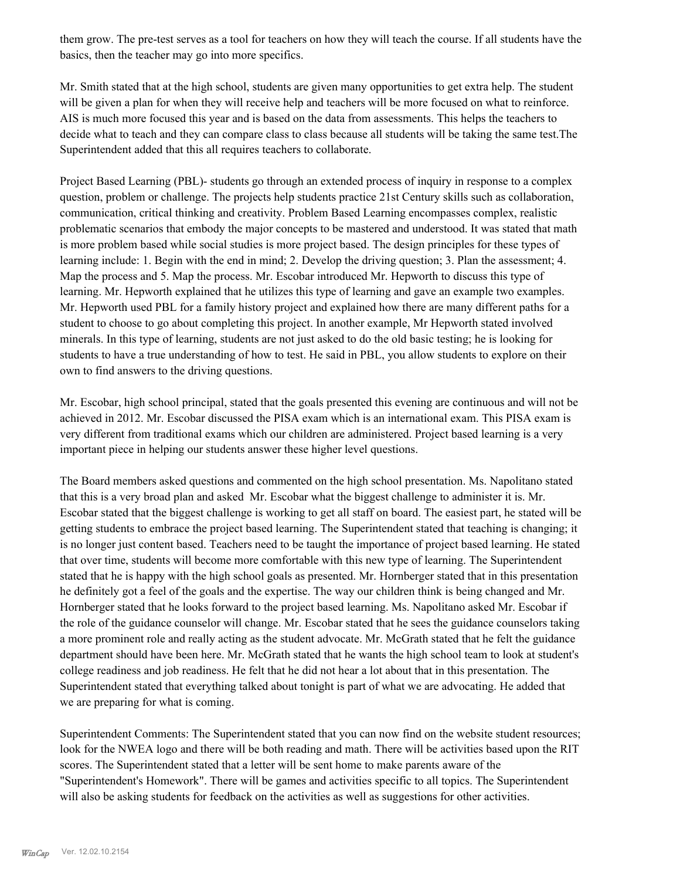them grow. The pre-test serves as a tool for teachers on how they will teach the course. If all students have the basics, then the teacher may go into more specifics.

Mr. Smith stated that at the high school, students are given many opportunities to get extra help. The student will be given a plan for when they will receive help and teachers will be more focused on what to reinforce. AIS is much more focused this year and is based on the data from assessments. This helps the teachers to decide what to teach and they can compare class to class because all students will be taking the same test.The Superintendent added that this all requires teachers to collaborate.

Project Based Learning (PBL)- students go through an extended process of inquiry in response to a complex question, problem or challenge. The projects help students practice 21st Century skills such as collaboration, communication, critical thinking and creativity. Problem Based Learning encompasses complex, realistic problematic scenarios that embody the major concepts to be mastered and understood. It was stated that math is more problem based while social studies is more project based. The design principles for these types of learning include: 1. Begin with the end in mind; 2. Develop the driving question; 3. Plan the assessment; 4. Map the process and 5. Map the process. Mr. Escobar introduced Mr. Hepworth to discuss this type of learning. Mr. Hepworth explained that he utilizes this type of learning and gave an example two examples. Mr. Hepworth used PBL for a family history project and explained how there are many different paths for a student to choose to go about completing this project. In another example, Mr Hepworth stated involved minerals. In this type of learning, students are not just asked to do the old basic testing; he is looking for students to have a true understanding of how to test. He said in PBL, you allow students to explore on their own to find answers to the driving questions.

Mr. Escobar, high school principal, stated that the goals presented this evening are continuous and will not be achieved in 2012. Mr. Escobar discussed the PISA exam which is an international exam. This PISA exam is very different from traditional exams which our children are administered. Project based learning is a very important piece in helping our students answer these higher level questions.

The Board members asked questions and commented on the high school presentation. Ms. Napolitano stated that this is a very broad plan and asked Mr. Escobar what the biggest challenge to administer it is. Mr. Escobar stated that the biggest challenge is working to get all staff on board. The easiest part, he stated will be getting students to embrace the project based learning. The Superintendent stated that teaching is changing; it is no longer just content based. Teachers need to be taught the importance of project based learning. He stated that over time, students will become more comfortable with this new type of learning. The Superintendent stated that he is happy with the high school goals as presented. Mr. Hornberger stated that in this presentation he definitely got a feel of the goals and the expertise. The way our children think is being changed and Mr. Hornberger stated that he looks forward to the project based learning. Ms. Napolitano asked Mr. Escobar if the role of the guidance counselor will change. Mr. Escobar stated that he sees the guidance counselors taking a more prominent role and really acting as the student advocate. Mr. McGrath stated that he felt the guidance department should have been here. Mr. McGrath stated that he wants the high school team to look at student's college readiness and job readiness. He felt that he did not hear a lot about that in this presentation. The Superintendent stated that everything talked about tonight is part of what we are advocating. He added that we are preparing for what is coming.

Superintendent Comments: The Superintendent stated that you can now find on the website student resources; look for the NWEA logo and there will be both reading and math. There will be activities based upon the RIT scores. The Superintendent stated that a letter will be sent home to make parents aware of the "Superintendent's Homework". There will be games and activities specific to all topics. The Superintendent will also be asking students for feedback on the activities as well as suggestions for other activities.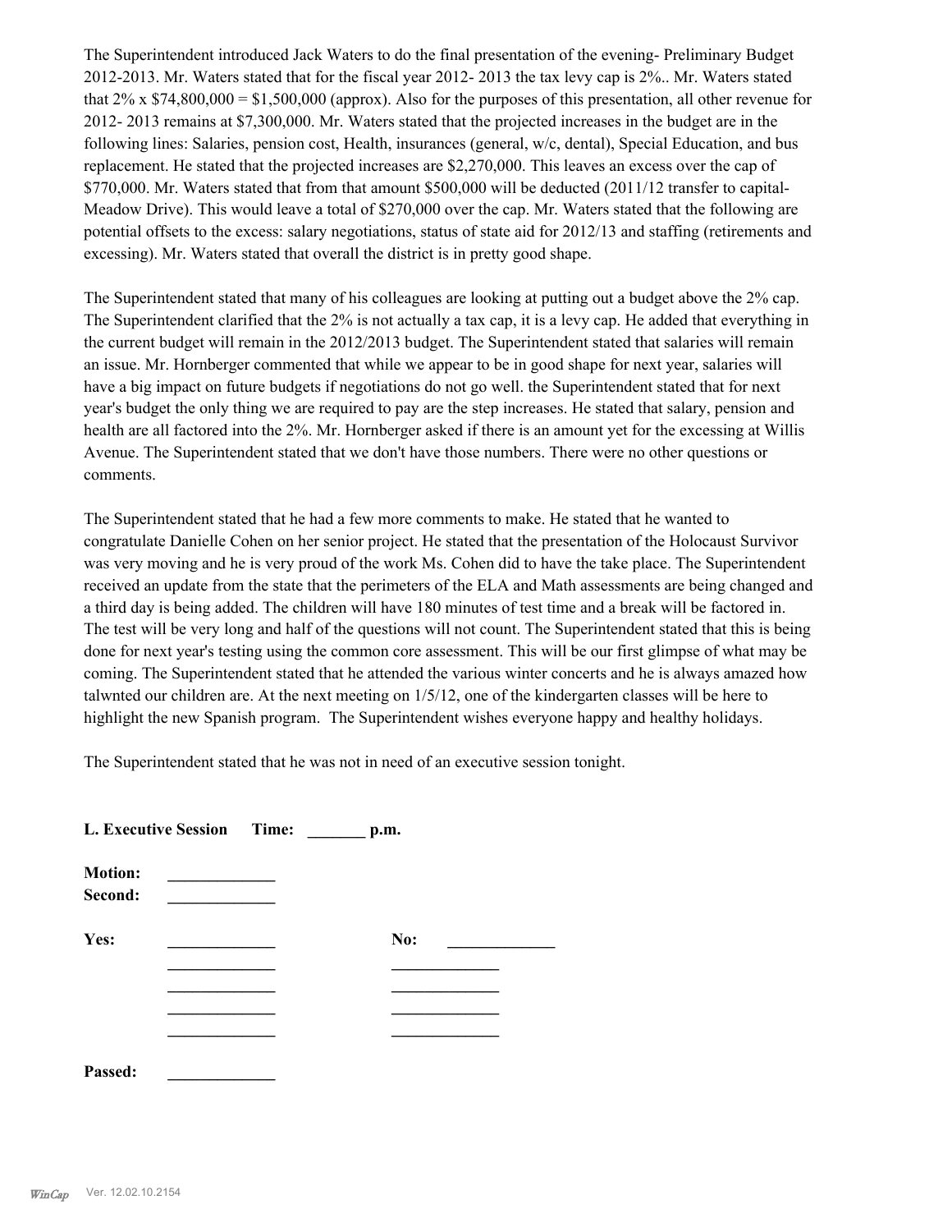The Superintendent introduced Jack Waters to do the final presentation of the evening- Preliminary Budget 2012-2013. Mr. Waters stated that for the fiscal year 2012- 2013 the tax levy cap is 2%.. Mr. Waters stated that 2% x $74,800,000 = $1,500,000 (approx). Also for the purposes of this presentation, all other revenue for 2012- 2013 remains at $7,300,000. Mr. Waters stated that the projected increases in the budget are in the following lines: Salaries, pension cost, Health, insurances (general, w/c, dental), Special Education, and bus replacement. He stated that the projected increases are $2,270,000. This leaves an excess over the cap of $770,000. Mr. Waters stated that from that amount $500,000 will be deducted (2011/12 transfer to capital- Meadow Drive). This would leave a total of $270,000 over the cap. Mr. Waters stated that the following are potential offsets to the excess: salary negotiations, status of state aid for 2012/13 and staffing (retirements and excessing). Mr. Waters stated that overall the district is in pretty good shape.

The Superintendent stated that many of his colleagues are looking at putting out a budget above the 2% cap. The Superintendent clarified that the 2% is not actually a tax cap, it is a levy cap. He added that everything in the current budget will remain in the 2012/2013 budget. The Superintendent stated that salaries will remain an issue. Mr. Hornberger commented that while we appear to be in good shape for next year, salaries will have a big impact on future budgets if negotiations do not go well. the Superintendent stated that for next year's budget the only thing we are required to pay are the step increases. He stated that salary, pension and health are all factored into the 2%. Mr. Hornberger asked if there is an amount yet for the excessing at Willis Avenue. The Superintendent stated that we don't have those numbers. There were no other questions or comments.

The Superintendent stated that he had a few more comments to make. He stated that he wanted to congratulate Danielle Cohen on her senior project. He stated that the presentation of the Holocaust Survivor was very moving and he is very proud of the work Ms. Cohen did to have the take place. The Superintendent received an update from the state that the perimeters of the ELA and Math assessments are being changed and a third day is being added. The children will have 180 minutes of test time and a break will be factored in. The test will be very long and half of the questions will not count. The Superintendent stated that this is being done for next year's testing using the common core assessment. This will be our first glimpse of what may be coming. The Superintendent stated that he attended the various winter concerts and he is always amazed how talwnted our children are. At the next meeting on 1/5/12, one of the kindergarten classes will be here to highlight the new Spanish program. The Superintendent wishes everyone happy and healthy holidays.

The Superintendent stated that he was not in need of an executive session tonight.

**L. Executive Session Time: _______ p.m.**

**Motion:** _____________
**Second:** _____________

**Yes:** _____________ **No:** _____________
_____________ _____________
_____________ _____________
_____________ _____________
_____________ _____________

**Passed:** _____________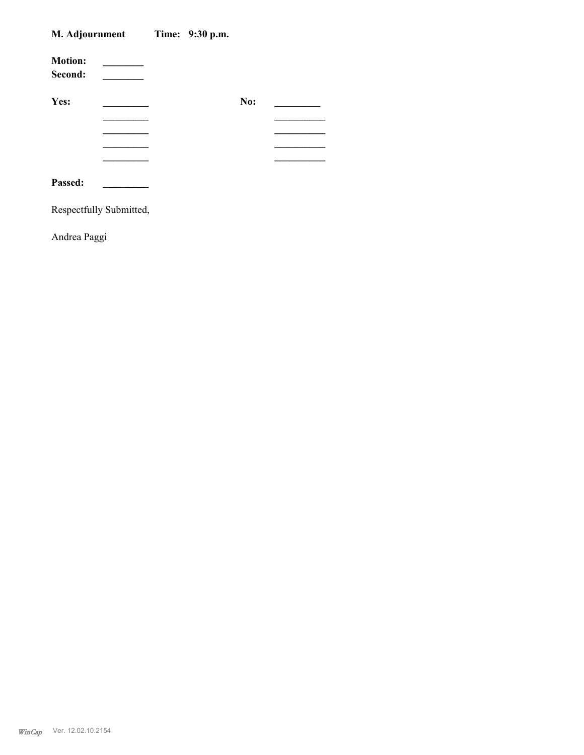**M. Adjournment Time: 9:30 p.m.**

**Motion:** ________
**Second:** ________

**Yes:** _________ **No:** _________
_________ __________
_________ __________
_________ __________
_________ __________

**Passed:** _________

Respectfully Submitted,

Andrea Paggi